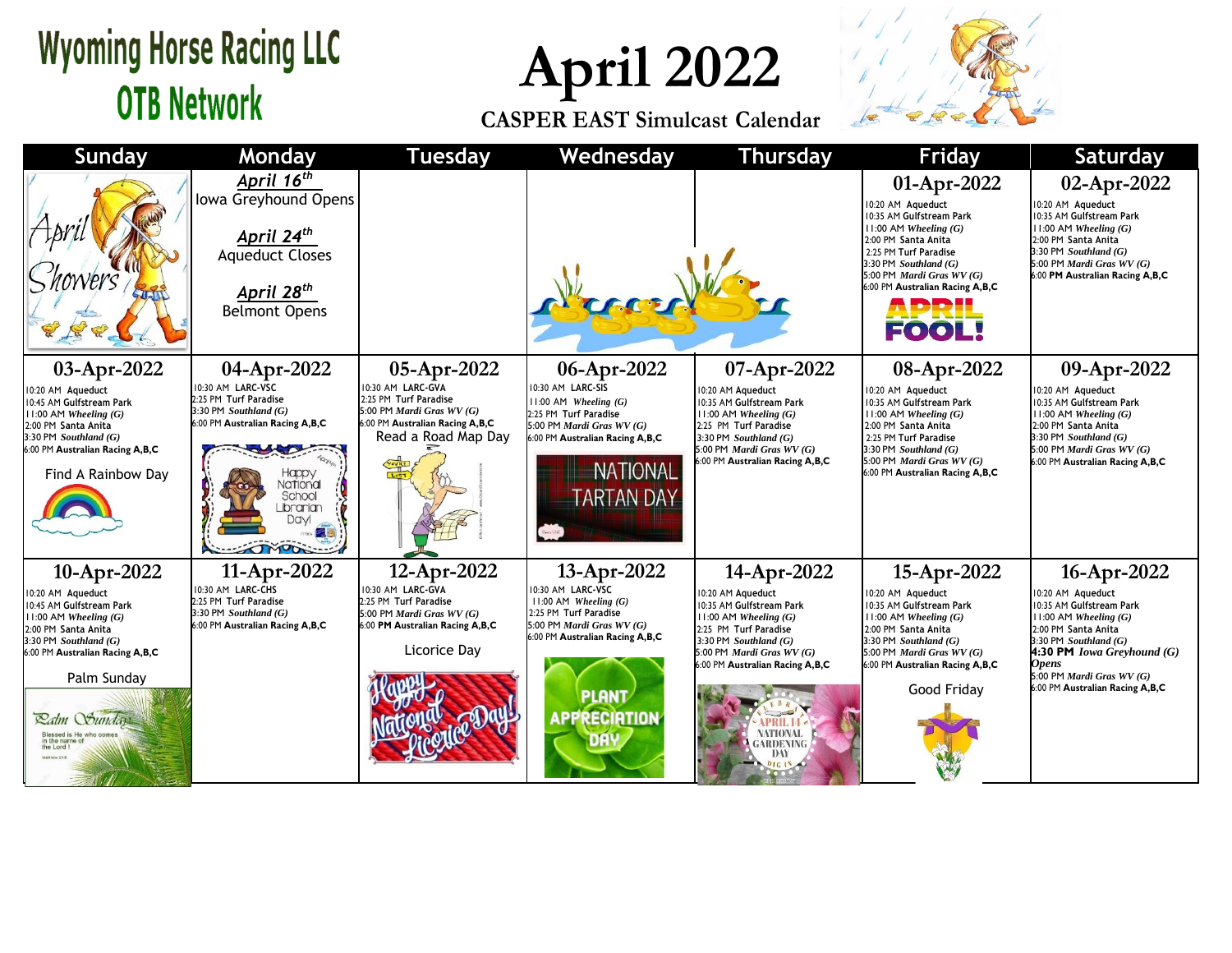# Wyoming Horse Racing LLC
## OTB Network

# April 2022

### CASPER EAST Simulcast Calendar

| Sunday | Monday | Tuesday | Wednesday | Thursday | Friday | Saturday |
|---|---|---|---|---|---|---|
| | ***April 16th*** Iowa Greyhound Opens<br><br>***April 24th*** Aqueduct Closes<br><br>***April 28th*** Belmont Opens | | | | **01-Apr-2022**<br>10:20 AM Aqueduct<br>10:35 AM Gulfstream Park<br>11:00 AM *Wheeling (G)*<br>2:00 PM Santa Anita<br>2:25 PM Turf Paradise<br>3:30 PM *Southland (G)*<br>5:00 PM *Mardi Gras WV (G)*<br>6:00 PM **Australian Racing A,B,C**<br>APRIL FOOL! | **02-Apr-2022**<br>10:20 AM Aqueduct<br>10:35 AM Gulfstream Park<br>11:00 AM *Wheeling (G)*<br>2:00 PM Santa Anita<br>3:30 PM *Southland (G)*<br>5:00 PM *Mardi Gras WV (G)*<br>6:00 **PM Australian Racing A,B,C** |
| **03-Apr-2022**<br>10:20 AM Aqueduct<br>10:45 AM Gulfstream Park<br>11:00 AM *Wheeling (G)*<br>2:00 PM Santa Anita<br>3:30 PM *Southland (G)*<br>6:00 PM **Australian Racing A,B,C**<br><br>Find A Rainbow Day | **04-Apr-2022**<br>10:30 AM LARC-VSC<br>2:25 PM Turf Paradise<br>3:30 PM *Southland (G)*<br>6:00 PM **Australian Racing A,B,C**<br><br>Happy National School Librarian Day! | **05-Apr-2022**<br>10:30 AM LARC-GVA<br>2:25 PM Turf Paradise<br>5:00 PM *Mardi Gras WV (G)*<br>6:00 PM **Australian Racing A,B,C**<br>Read a Road Map Day | **06-Apr-2022**<br>10:30 AM LARC-SIS<br>11:00 AM *Wheeling (G)*<br>2:25 PM Turf Paradise<br>5:00 PM *Mardi Gras WV (G)*<br>6:00 PM **Australian Racing A,B,C**<br><br>NATIONAL TARTAN DAY | **07-Apr-2022**<br>10:20 AM Aqueduct<br>10:35 AM Gulfstream Park<br>11:00 AM *Wheeling (G)*<br>2:25 PM Turf Paradise<br>3:30 PM *Southland (G)*<br>5:00 PM *Mardi Gras WV (G)*<br>6:00 PM **Australian Racing A,B,C** | **08-Apr-2022**<br>10:20 AM Aqueduct<br>10:35 AM Gulfstream Park<br>11:00 AM *Wheeling (G)*<br>2:00 PM Santa Anita<br>2:25 PM Turf Paradise<br>3:30 PM *Southland (G)*<br>5:00 PM *Mardi Gras WV (G)*<br>6:00 PM **Australian Racing A,B,C** | **09-Apr-2022**<br>10:20 AM Aqueduct<br>10:35 AM Gulfstream Park<br>11:00 AM *Wheeling (G)*<br>2:00 PM Santa Anita<br>3:30 PM *Southland (G)*<br>5:00 PM *Mardi Gras WV (G)*<br>6:00 PM **Australian Racing A,B,C** |
| **10-Apr-2022**<br>10:20 AM Aqueduct<br>10:45 AM Gulfstream Park<br>11:00 AM *Wheeling (G)*<br>2:00 PM Santa Anita<br>3:30 PM *Southland (G)*<br>6:00 PM **Australian Racing A,B,C**<br><br>Palm Sunday | **11-Apr-2022**<br>10:30 AM LARC-CHS<br>2:25 PM Turf Paradise<br>3:30 PM *Southland (G)*<br>6:00 PM **Australian Racing A,B,C** | **12-Apr-2022**<br>10:30 AM LARC-GVA<br>2:25 PM Turf Paradise<br>5:00 PM *Mardi Gras WV (G)*<br>6:00 **PM Australian Racing A,B,C**<br><br>Licorice Day | **13-Apr-2022**<br>10:30 AM LARC-VSC<br>11:00 AM *Wheeling (G)*<br>2:25 PM Turf Paradise<br>5:00 PM *Mardi Gras WV (G)*<br>6:00 PM **Australian Racing A,B,C**<br><br>PLANT APPRECIATION DAY | **14-Apr-2022**<br>10:20 AM Aqueduct<br>10:35 AM Gulfstream Park<br>11:00 AM *Wheeling (G)*<br>2:25 PM Turf Paradise<br>3:30 PM *Southland (G)*<br>5:00 PM *Mardi Gras WV (G)*<br>6:00 PM **Australian Racing A,B,C** | **15-Apr-2022**<br>10:20 AM Aqueduct<br>10:35 AM Gulfstream Park<br>11:00 AM *Wheeling (G)*<br>2:00 PM Santa Anita<br>3:30 PM *Southland (G)*<br>5:00 PM *Mardi Gras WV (G)*<br>6:00 PM **Australian Racing A,B,C**<br><br>Good Friday | **16-Apr-2022**<br>10:20 AM Aqueduct<br>10:35 AM Gulfstream Park<br>11:00 AM *Wheeling (G)*<br>2:00 PM Santa Anita<br>3:30 PM *Southland (G)*<br>**4:30 PM** ***Iowa Greyhound (G) Opens***<br>5:00 PM *Mardi Gras WV (G)*<br>6:00 PM **Australian Racing A,B,C** |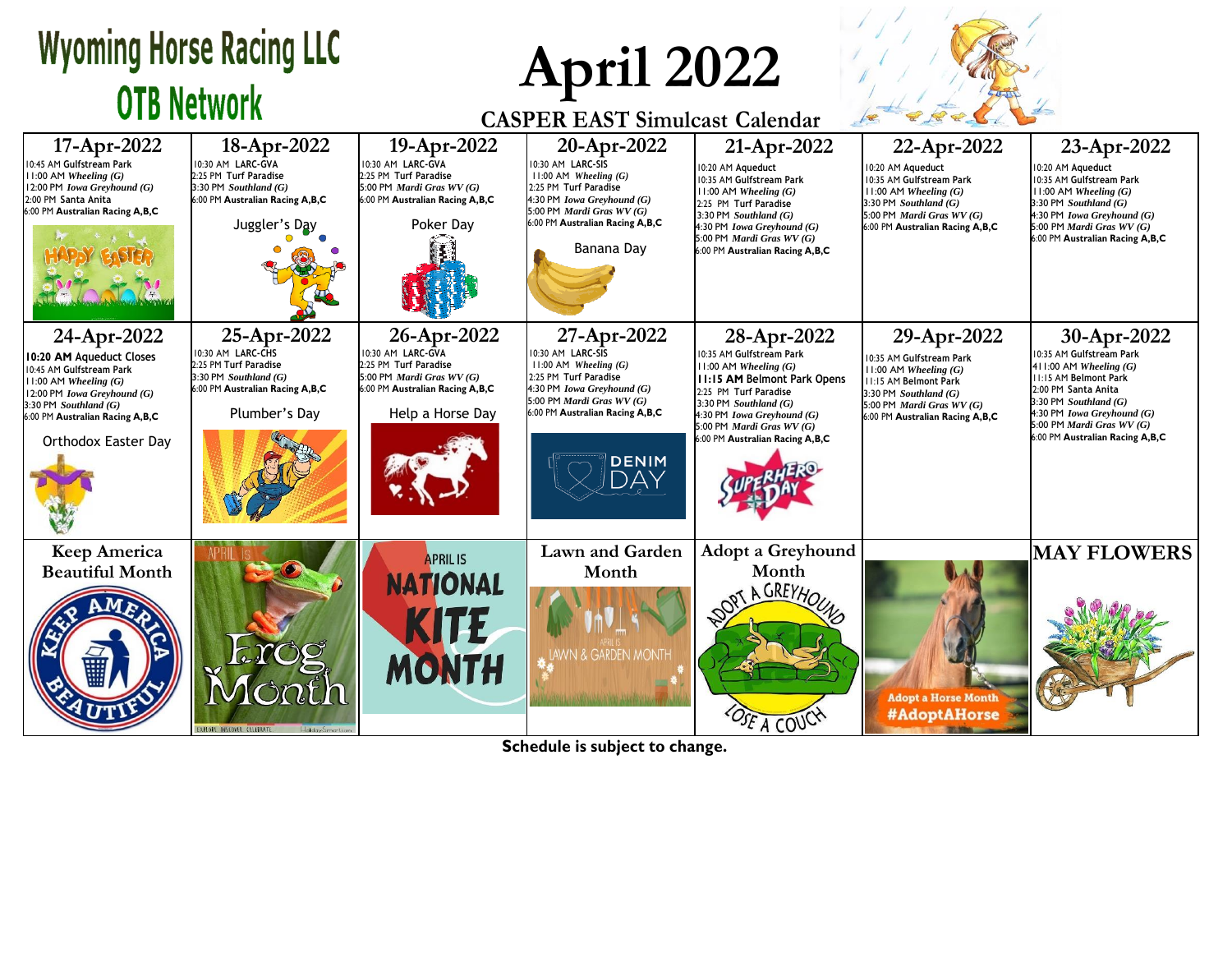# Wyoming Horse Racing LLC OTB Network

# April 2022

## CASPER EAST Simulcast Calendar

| 17-Apr-2022 | 18-Apr-2022 | 19-Apr-2022 | 20-Apr-2022 | 21-Apr-2022 | 22-Apr-2022 | 23-Apr-2022 |
|---|---|---|---|---|---|---|
| 10:45 AM Gulfstream Park<br>11:00 AM *Wheeling (G)*<br>12:00 PM *Iowa Greyhound (G)*<br>2:00 PM Santa Anita<br>6:00 PM **Australian Racing A,B,C**<br>HAPPY EASTER | 10:30 AM LARC-GVA<br>2:25 PM Turf Paradise<br>3:30 PM *Southland (G)*<br>6:00 PM **Australian Racing A,B,C**<br>Juggler's Day | 10:30 AM LARC-GVA<br>2:25 PM Turf Paradise<br>5:00 PM *Mardi Gras WV (G)*<br>6:00 PM **Australian Racing A,B,C**<br>Poker Day | 10:30 AM LARC-SIS<br>11:00 AM *Wheeling (G)*<br>2:25 PM Turf Paradise<br>4:30 PM *Iowa Greyhound (G)*<br>5:00 PM *Mardi Gras WV (G)*<br>6:00 PM **Australian Racing A,B,C**<br>Banana Day | 10:20 AM Aqueduct<br>10:35 AM Gulfstream Park<br>11:00 AM *Wheeling (G)*<br>2:25 PM Turf Paradise<br>3:30 PM *Southland (G)*<br>4:30 PM *Iowa Greyhound (G)*<br>5:00 PM *Mardi Gras WV (G)*<br>6:00 PM **Australian Racing A,B,C** | 10:20 AM Aqueduct<br>10:35 AM Gulfstream Park<br>11:00 AM *Wheeling (G)*<br>3:30 PM *Southland (G)*<br>5:00 PM *Mardi Gras WV (G)*<br>6:00 PM **Australian Racing A,B,C** | 10:20 AM Aqueduct<br>10:35 AM Gulfstream Park<br>11:00 AM *Wheeling (G)*<br>3:30 PM *Southland (G)*<br>4:30 PM *Iowa Greyhound (G)*<br>5:00 PM *Mardi Gras WV (G)*<br>6:00 PM **Australian Racing A,B,C** |
| **24-Apr-2022** | **25-Apr-2022** | **26-Apr-2022** | **27-Apr-2022** | **28-Apr-2022** | **29-Apr-2022** | **30-Apr-2022** |
| **10:20 AM** Aqueduct Closes<br>10:45 AM Gulfstream Park<br>11:00 AM *Wheeling (G)*<br>12:00 PM *Iowa Greyhound (G)*<br>3:30 PM *Southland (G)*<br>6:00 PM **Australian Racing A,B,C**<br>Orthodox Easter Day | 10:30 AM LARC-CHS<br>2:25 PM Turf Paradise<br>3:30 PM *Southland (G)*<br>6:00 PM **Australian Racing A,B,C**<br>Plumber's Day | 10:30 AM LARC-GVA<br>2:25 PM Turf Paradise<br>5:00 PM *Mardi Gras WV (G)*<br>6:00 PM **Australian Racing A,B,C**<br>Help a Horse Day | 10:30 AM LARC-SIS<br>11:00 AM *Wheeling (G)*<br>2:25 PM Turf Paradise<br>4:30 PM *Iowa Greyhound (G)*<br>5:00 PM *Mardi Gras WV (G)*<br>6:00 PM **Australian Racing A,B,C**<br>DENIM DAY | 10:35 AM Gulfstream Park<br>11:00 AM *Wheeling (G)*<br>**11:15 AM** Belmont Park Opens<br>2:25 PM Turf Paradise<br>3:30 PM *Southland (G)*<br>4:30 PM *Iowa Greyhound (G)*<br>5:00 PM *Mardi Gras WV (G)*<br>6:00 PM **Australian Racing A,B,C**<br>SUPERHERO DAY | 10:35 AM Gulfstream Park<br>11:00 AM *Wheeling (G)*<br>11:15 AM Belmont Park<br>3:30 PM *Southland (G)*<br>5:00 PM *Mardi Gras WV (G)*<br>6:00 PM **Australian Racing A,B,C** | 10:35 AM Gulfstream Park<br>11:00 AM *Wheeling (G)*<br>11:15 AM Belmont Park<br>2:00 PM Santa Anita<br>3:30 PM *Southland (G)*<br>4:30 PM *Iowa Greyhound (G)*<br>5:00 PM *Mardi Gras WV (G)*<br>6:00 PM **Australian Racing A,B,C** |
| **Keep America Beautiful Month** | April is Frog Month | April is National Kite Month | **Lawn and Garden Month** | **Adopt a Greyhound Month**<br>Adopt a Greyhound – Lose a Couch | Adopt a Horse Month #AdoptAHorse | **MAY FLOWERS** |

**Schedule is subject to change.**